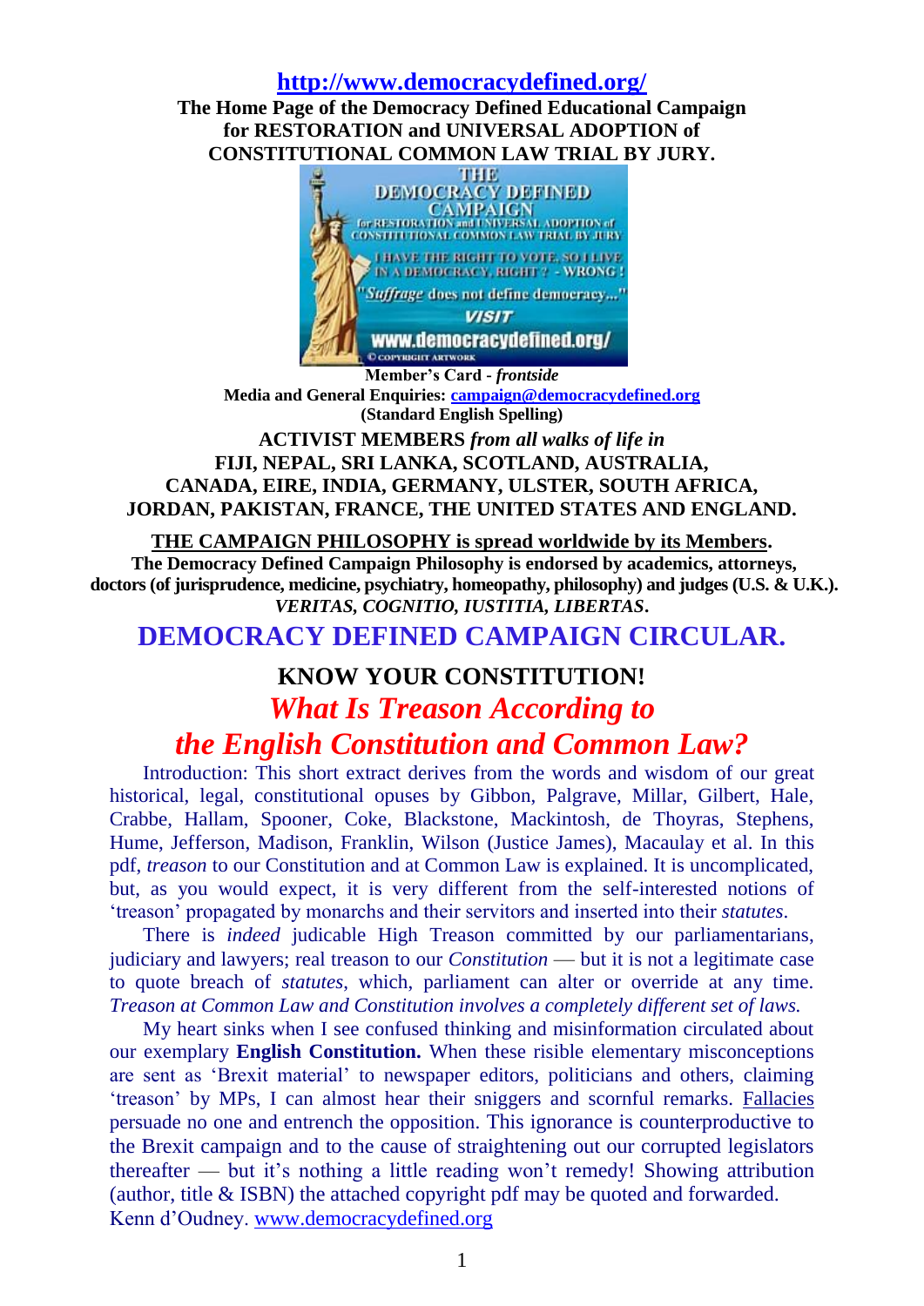**[http://www.democracydefined.org/](http://www.democracydefined.org/)**

**The Home Page of the Democracy Defined Educational Campaign for RESTORATION and UNIVERSAL ADOPTION of CONSTITUTIONAL COMMON LAW TRIAL BY JURY.**

**Member's Card -** ***frontside***

**Media and General Enquiries: [campaign@democracydefined.org](mailto:campaign@democracydefined.org)**

**(Standard English Spelling)**

**ACTIVIST MEMBERS** ***from all walks of life in*** **FIJI, NEPAL, SRI LANKA, SCOTLAND, AUSTRALIA, CANADA, EIRE, INDIA, GERMANY, ULSTER, SOUTH AFRICA, JORDAN, PAKISTAN, FRANCE, THE UNITED STATES AND ENGLAND.**

**THE CAMPAIGN PHILOSOPHY is spread worldwide by its Members.**

**The Democracy Defined Campaign Philosophy is endorsed by academics, attorneys, doctors (of jurisprudence, medicine, psychiatry, homeopathy, philosophy) and judges (U.S. & U.K.).**

***VERITAS, COGNITIO, IUSTITIA, LIBERTAS.***

# DEMOCRACY DEFINED CAMPAIGN CIRCULAR.

## KNOW YOUR CONSTITUTION!

## *What Is Treason According to the English Constitution and Common Law?*

Introduction: This short extract derives from the words and wisdom of our great historical, legal, constitutional opuses by Gibbon, Palgrave, Millar, Gilbert, Hale, Crabbe, Hallam, Spooner, Coke, Blackstone, Mackintosh, de Thoyras, Stephens, Hume, Jefferson, Madison, Franklin, Wilson (Justice James), Macaulay et al. In this pdf, *treason* to our Constitution and at Common Law is explained. It is uncomplicated, but, as you would expect, it is very different from the self-interested notions of 'treason' propagated by monarchs and their servitors and inserted into their *statutes*.

There is *indeed* judicable High Treason committed by our parliamentarians, judiciary and lawyers; real treason to our *Constitution* — but it is not a legitimate case to quote breach of *statutes*, which, parliament can alter or override at any time. *Treason at Common Law and Constitution involves a completely different set of laws.*

My heart sinks when I see confused thinking and misinformation circulated about our exemplary **English Constitution.** When these risible elementary misconceptions are sent as 'Brexit material' to newspaper editors, politicians and others, claiming 'treason' by MPs, I can almost hear their sniggers and scornful remarks. Fallacies persuade no one and entrench the opposition. This ignorance is counterproductive to the Brexit campaign and to the cause of straightening out our corrupted legislators thereafter — but it's nothing a little reading won't remedy! Showing attribution (author, title & ISBN) the attached copyright pdf may be quoted and forwarded.

Kenn d'Oudney. [www.democracydefined.org](http://www.democracydefined.org)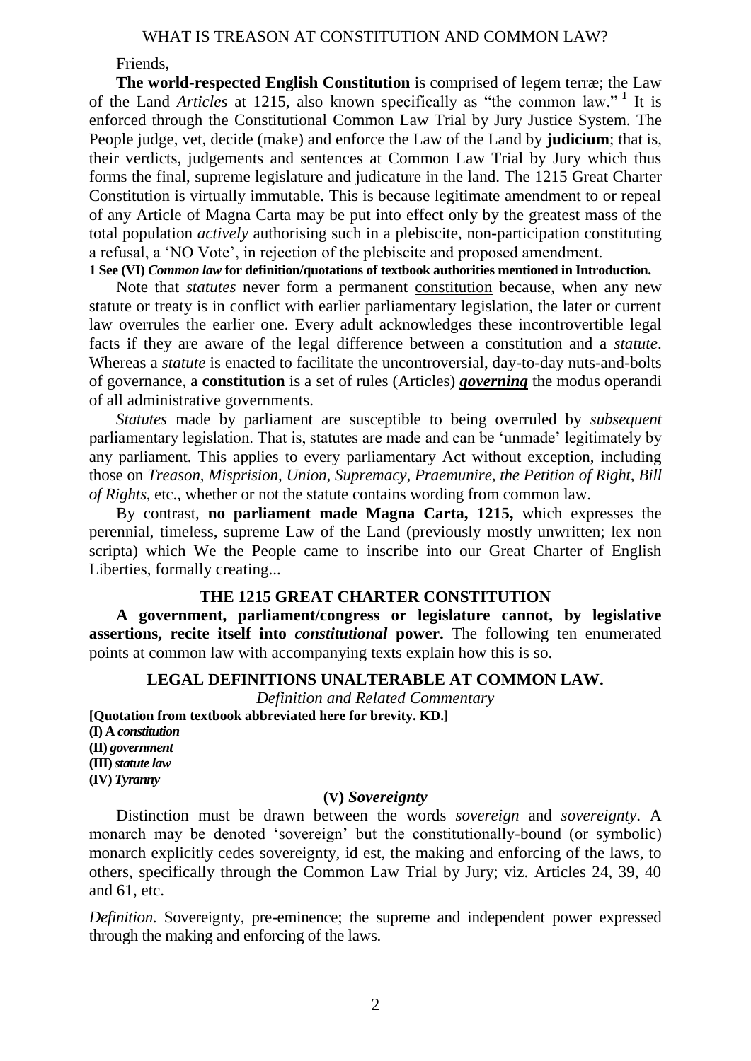WHAT IS TREASON AT CONSTITUTION AND COMMON LAW?

Friends,

**The world-respected English Constitution** is comprised of legem terræ; the Law of the Land *Articles* at 1215, also known specifically as "the common law." [1] It is enforced through the Constitutional Common Law Trial by Jury Justice System. The People judge, vet, decide (make) and enforce the Law of the Land by **judicium**; that is, their verdicts, judgements and sentences at Common Law Trial by Jury which thus forms the final, supreme legislature and judicature in the land. The 1215 Great Charter Constitution is virtually immutable. This is because legitimate amendment to or repeal of any Article of Magna Carta may be put into effect only by the greatest mass of the total population *actively* authorising such in a plebiscite, non-participation constituting a refusal, a 'NO Vote', in rejection of the plebiscite and proposed amendment.

**1 See (VI) *Common law* for definition/quotations of textbook authorities mentioned in Introduction.**

Note that *statutes* never form a permanent constitution because, when any new statute or treaty is in conflict with earlier parliamentary legislation, the later or current law overrules the earlier one. Every adult acknowledges these incontrovertible legal facts if they are aware of the legal difference between a constitution and a *statute*. Whereas a *statute* is enacted to facilitate the uncontroversial, day-to-day nuts-and-bolts of governance, a **constitution** is a set of rules (Articles) ***governing*** the modus operandi of all administrative governments.

*Statutes* made by parliament are susceptible to being overruled by *subsequent* parliamentary legislation. That is, statutes are made and can be 'unmade' legitimately by any parliament. This applies to every parliamentary Act without exception, including those on *Treason, Misprision, Union, Supremacy, Praemunire, the Petition of Right, Bill of Rights*, etc., whether or not the statute contains wording from common law.

By contrast, **no parliament made Magna Carta, 1215,** which expresses the perennial, timeless, supreme Law of the Land (previously mostly unwritten; lex non scripta) which We the People came to inscribe into our Great Charter of English Liberties, formally creating...

## THE 1215 GREAT CHARTER CONSTITUTION

**A government, parliament/congress or legislature cannot, by legislative assertions, recite itself into *constitutional* power.** The following ten enumerated points at common law with accompanying texts explain how this is so.

## LEGAL DEFINITIONS UNALTERABLE AT COMMON LAW.

*Definition and Related Commentary*

**[Quotation from textbook abbreviated here for brevity. KD.]**

**(I) A *constitution***
**(II) *government***
**(III) *statute law***
**(IV) *Tyranny***

### (V) *Sovereignty*

Distinction must be drawn between the words *sovereign* and *sovereignty*. A monarch may be denoted 'sovereign' but the constitutionally-bound (or symbolic) monarch explicitly cedes sovereignty, id est, the making and enforcing of the laws, to others, specifically through the Common Law Trial by Jury; viz. Articles 24, 39, 40 and 61, etc.

*Definition.* Sovereignty, pre-eminence; the supreme and independent power expressed through the making and enforcing of the laws.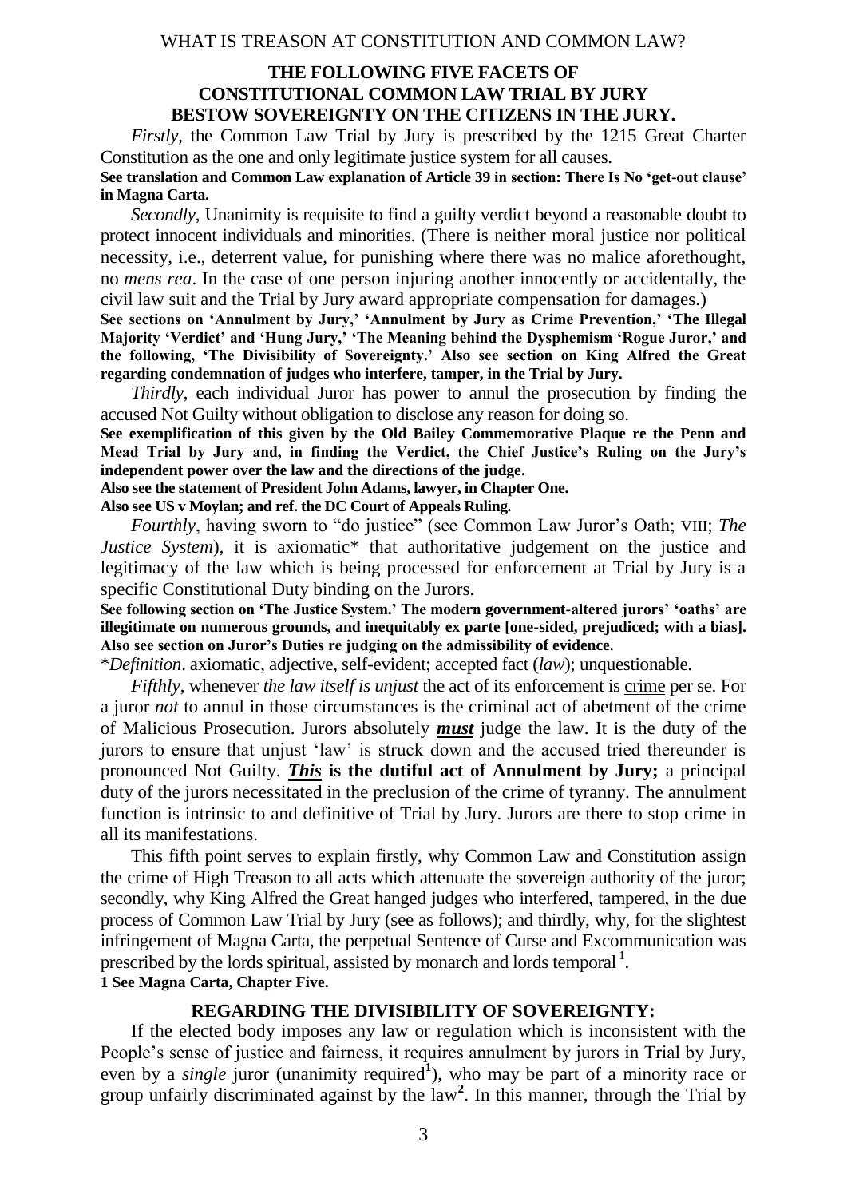WHAT IS TREASON AT CONSTITUTION AND COMMON LAW?

## THE FOLLOWING FIVE FACETS OF CONSTITUTIONAL COMMON LAW TRIAL BY JURY BESTOW SOVEREIGNTY ON THE CITIZENS IN THE JURY.

*Firstly*, the Common Law Trial by Jury is prescribed by the 1215 Great Charter Constitution as the one and only legitimate justice system for all causes.

**See translation and Common Law explanation of Article 39 in section: There Is No 'get-out clause' in Magna Carta.**

*Secondly*, Unanimity is requisite to find a guilty verdict beyond a reasonable doubt to protect innocent individuals and minorities. (There is neither moral justice nor political necessity, i.e., deterrent value, for punishing where there was no malice aforethought, no *mens rea*. In the case of one person injuring another innocently or accidentally, the civil law suit and the Trial by Jury award appropriate compensation for damages.)

**See sections on 'Annulment by Jury,' 'Annulment by Jury as Crime Prevention,' 'The Illegal Majority 'Verdict' and 'Hung Jury,' 'The Meaning behind the Dysphemism 'Rogue Juror,' and the following, 'The Divisibility of Sovereignty.' Also see section on King Alfred the Great regarding condemnation of judges who interfere, tamper, in the Trial by Jury.**

*Thirdly*, each individual Juror has power to annul the prosecution by finding the accused Not Guilty without obligation to disclose any reason for doing so.

**See exemplification of this given by the Old Bailey Commemorative Plaque re the Penn and Mead Trial by Jury and, in finding the Verdict, the Chief Justice's Ruling on the Jury's independent power over the law and the directions of the judge.**

**Also see the statement of President John Adams, lawyer, in Chapter One.**

**Also see US v Moylan; and ref. the DC Court of Appeals Ruling.**

*Fourthly*, having sworn to "do justice" (see Common Law Juror's Oath; VIII; *The Justice System*), it is axiomatic* that authoritative judgement on the justice and legitimacy of the law which is being processed for enforcement at Trial by Jury is a specific Constitutional Duty binding on the Jurors.

**See following section on 'The Justice System.' The modern government-altered jurors' 'oaths' are illegitimate on numerous grounds, and inequitably ex parte [one-sided, prejudiced; with a bias]. Also see section on Juror's Duties re judging on the admissibility of evidence.**

**Definition*. axiomatic, adjective, self-evident; accepted fact (*law*); unquestionable.

*Fifthly*, whenever *the law itself is unjust* the act of its enforcement is <u>crime</u> per se. For a juror *not* to annul in those circumstances is the criminal act of abetment of the crime of Malicious Prosecution. Jurors absolutely ***<u>must</u>*** judge the law. It is the duty of the jurors to ensure that unjust 'law' is struck down and the accused tried thereunder is pronounced Not Guilty. ***<u>This</u>* is the dutiful act of Annulment by Jury;** a principal duty of the jurors necessitated in the preclusion of the crime of tyranny. The annulment function is intrinsic to and definitive of Trial by Jury. Jurors are there to stop crime in all its manifestations.

This fifth point serves to explain firstly, why Common Law and Constitution assign the crime of High Treason to all acts which attenuate the sovereign authority of the juror; secondly, why King Alfred the Great hanged judges who interfered, tampered, in the due process of Common Law Trial by Jury (see as follows); and thirdly, why, for the slightest infringement of Magna Carta, the perpetual Sentence of Curse and Excommunication was prescribed by the lords spiritual, assisted by monarch and lords temporal [1].

**1 See Magna Carta, Chapter Five.**

## REGARDING THE DIVISIBILITY OF SOVEREIGNTY:

If the elected body imposes any law or regulation which is inconsistent with the People's sense of justice and fairness, it requires annulment by jurors in Trial by Jury, even by a *single* juror (unanimity required[1]), who may be part of a minority race or group unfairly discriminated against by the law[2]. In this manner, through the Trial by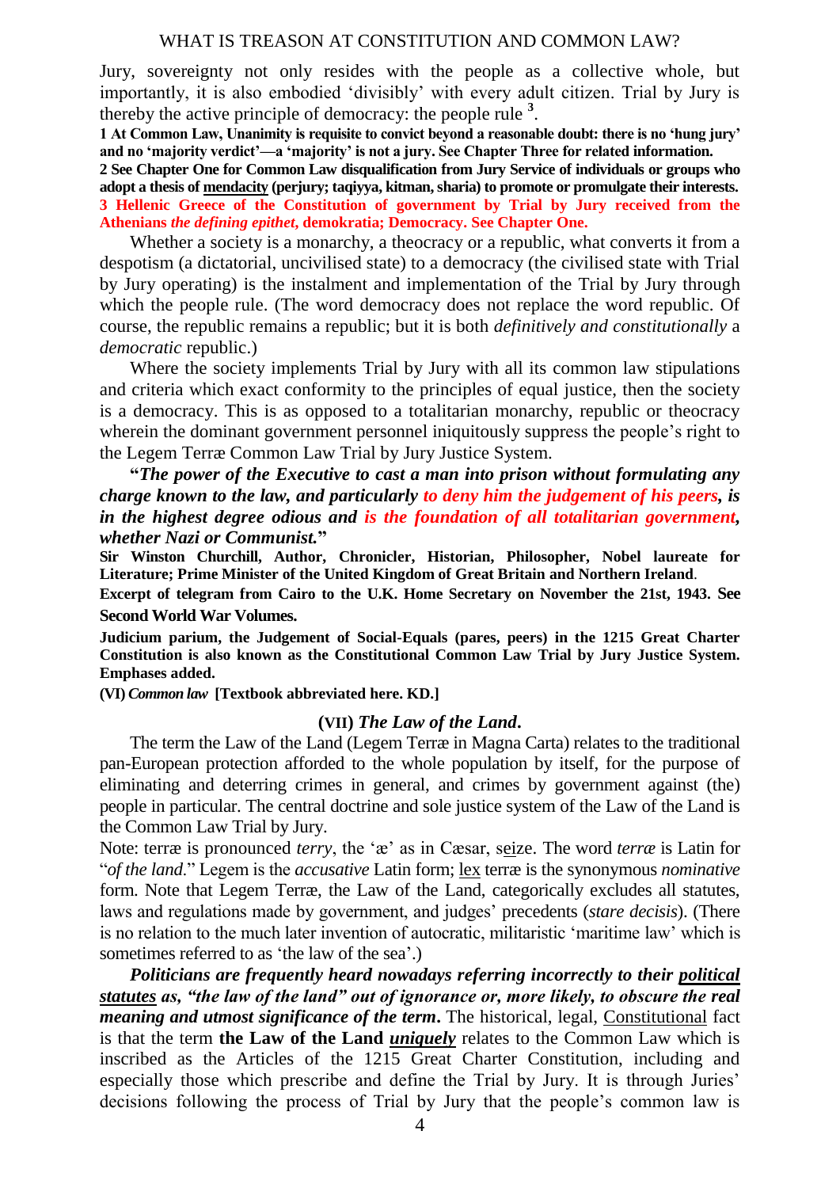Jury, sovereignty not only resides with the people as a collective whole, but importantly, it is also embodied 'divisibly' with every adult citizen. Trial by Jury is thereby the active principle of democracy: the people rule [3].

**1 At Common Law, Unanimity is requisite to convict beyond a reasonable doubt: there is no 'hung jury' and no 'majority verdict'—a 'majority' is not a jury. See Chapter Three for related information.**

**2 See Chapter One for Common Law disqualification from Jury Service of individuals or groups who adopt a thesis of mendacity (perjury; taqiyya, kitman, sharia) to promote or promulgate their interests.**

**3 Hellenic Greece of the Constitution of government by Trial by Jury received from the Athenians *the defining epithet*, demokratia; Democracy. See Chapter One.**

Whether a society is a monarchy, a theocracy or a republic, what converts it from a despotism (a dictatorial, uncivilised state) to a democracy (the civilised state with Trial by Jury operating) is the instalment and implementation of the Trial by Jury through which the people rule. (The word democracy does not replace the word republic. Of course, the republic remains a republic; but it is both *definitively and constitutionally* a *democratic* republic.)

Where the society implements Trial by Jury with all its common law stipulations and criteria which exact conformity to the principles of equal justice, then the society is a democracy. This is as opposed to a totalitarian monarchy, republic or theocracy wherein the dominant government personnel iniquitously suppress the people's right to the Legem Terræ Common Law Trial by Jury Justice System.

**"*The power of the Executive to cast a man into prison without formulating any charge known to the law, and particularly to deny him the judgement of his peers, is in the highest degree odious and is the foundation of all totalitarian government, whether Nazi or Communist.*"**

**Sir Winston Churchill, Author, Chronicler, Historian, Philosopher, Nobel laureate for Literature; Prime Minister of the United Kingdom of Great Britain and Northern Ireland.**

**Excerpt of telegram from Cairo to the U.K. Home Secretary on November the 21st, 1943. See Second World War Volumes.**

**Judicium parium, the Judgement of Social-Equals (pares, peers) in the 1215 Great Charter Constitution is also known as the Constitutional Common Law Trial by Jury Justice System. Emphases added.**

**(VI) *Common law* [Textbook abbreviated here. KD.]**

### (VII) *The Law of the Land*.

The term the Law of the Land (Legem Terræ in Magna Carta) relates to the traditional pan-European protection afforded to the whole population by itself, for the purpose of eliminating and deterring crimes in general, and crimes by government against (the) people in particular. The central doctrine and sole justice system of the Law of the Land is the Common Law Trial by Jury.

Note: terræ is pronounced *terry*, the 'æ' as in Cæsar, seize. The word *terræ* is Latin for "*of the land*." Legem is the *accusative* Latin form; lex terræ is the synonymous *nominative* form. Note that Legem Terræ, the Law of the Land, categorically excludes all statutes, laws and regulations made by government, and judges' precedents (*stare decisis*). (There is no relation to the much later invention of autocratic, militaristic 'maritime law' which is sometimes referred to as 'the law of the sea'.)

***Politicians are frequently heard nowadays referring incorrectly to their political statutes as, "the law of the land" out of ignorance or, more likely, to obscure the real meaning and utmost significance of the term.*** The historical, legal, Constitutional fact is that the term **the Law of the Land *uniquely*** relates to the Common Law which is inscribed as the Articles of the 1215 Great Charter Constitution, including and especially those which prescribe and define the Trial by Jury. It is through Juries' decisions following the process of Trial by Jury that the people's common law is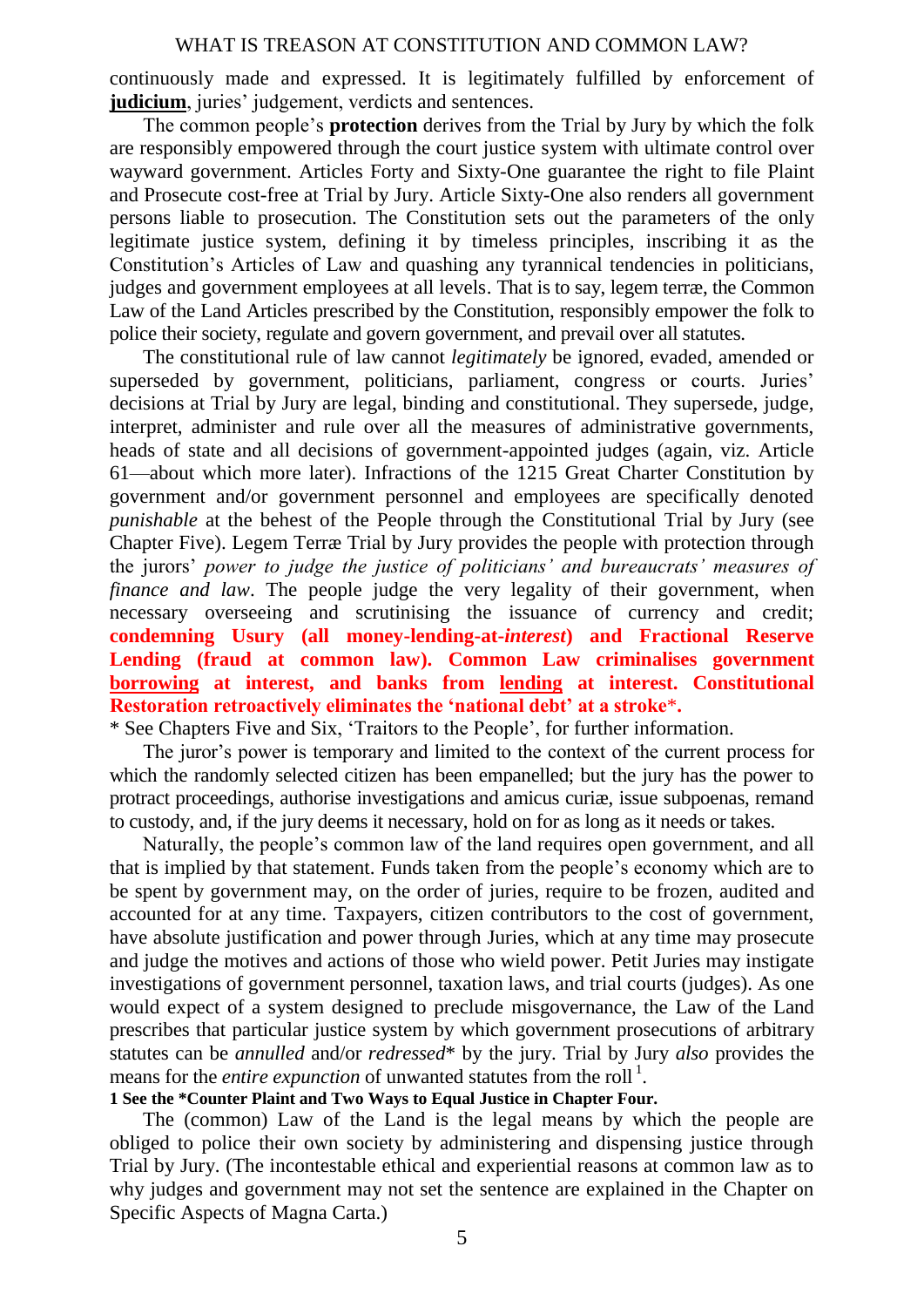continuously made and expressed. It is legitimately fulfilled by enforcement of **judicium**, juries' judgement, verdicts and sentences.

The common people's **protection** derives from the Trial by Jury by which the folk are responsibly empowered through the court justice system with ultimate control over wayward government. Articles Forty and Sixty-One guarantee the right to file Plaint and Prosecute cost-free at Trial by Jury. Article Sixty-One also renders all government persons liable to prosecution. The Constitution sets out the parameters of the only legitimate justice system, defining it by timeless principles, inscribing it as the Constitution's Articles of Law and quashing any tyrannical tendencies in politicians, judges and government employees at all levels. That is to say, legem terræ, the Common Law of the Land Articles prescribed by the Constitution, responsibly empower the folk to police their society, regulate and govern government, and prevail over all statutes.

The constitutional rule of law cannot *legitimately* be ignored, evaded, amended or superseded by government, politicians, parliament, congress or courts. Juries' decisions at Trial by Jury are legal, binding and constitutional. They supersede, judge, interpret, administer and rule over all the measures of administrative governments, heads of state and all decisions of government-appointed judges (again, viz. Article 61—about which more later). Infractions of the 1215 Great Charter Constitution by government and/or government personnel and employees are specifically denoted *punishable* at the behest of the People through the Constitutional Trial by Jury (see Chapter Five). Legem Terræ Trial by Jury provides the people with protection through the jurors' *power to judge the justice of politicians' and bureaucrats' measures of finance and law*. The people judge the very legality of their government, when necessary overseeing and scrutinising the issuance of currency and credit; **condemning Usury (all money-lending-at-*interest*) and Fractional Reserve Lending (fraud at common law). Common Law criminalises government borrowing at interest, and banks from lending at interest. Constitutional Restoration retroactively eliminates the 'national debt' at a stroke*.**

\* See Chapters Five and Six, 'Traitors to the People', for further information.

The juror's power is temporary and limited to the context of the current process for which the randomly selected citizen has been empanelled; but the jury has the power to protract proceedings, authorise investigations and amicus curiæ, issue subpoenas, remand to custody, and, if the jury deems it necessary, hold on for as long as it needs or takes.

Naturally, the people's common law of the land requires open government, and all that is implied by that statement. Funds taken from the people's economy which are to be spent by government may, on the order of juries, require to be frozen, audited and accounted for at any time. Taxpayers, citizen contributors to the cost of government, have absolute justification and power through Juries, which at any time may prosecute and judge the motives and actions of those who wield power. Petit Juries may instigate investigations of government personnel, taxation laws, and trial courts (judges). As one would expect of a system designed to preclude misgovernance, the Law of the Land prescribes that particular justice system by which government prosecutions of arbitrary statutes can be *annulled* and/or *redressed*\* by the jury. Trial by Jury *also* provides the means for the *entire expunction* of unwanted statutes from the roll [1].

**1 See the \*Counter Plaint and Two Ways to Equal Justice in Chapter Four.**

The (common) Law of the Land is the legal means by which the people are obliged to police their own society by administering and dispensing justice through Trial by Jury. (The incontestable ethical and experiential reasons at common law as to why judges and government may not set the sentence are explained in the Chapter on Specific Aspects of Magna Carta.)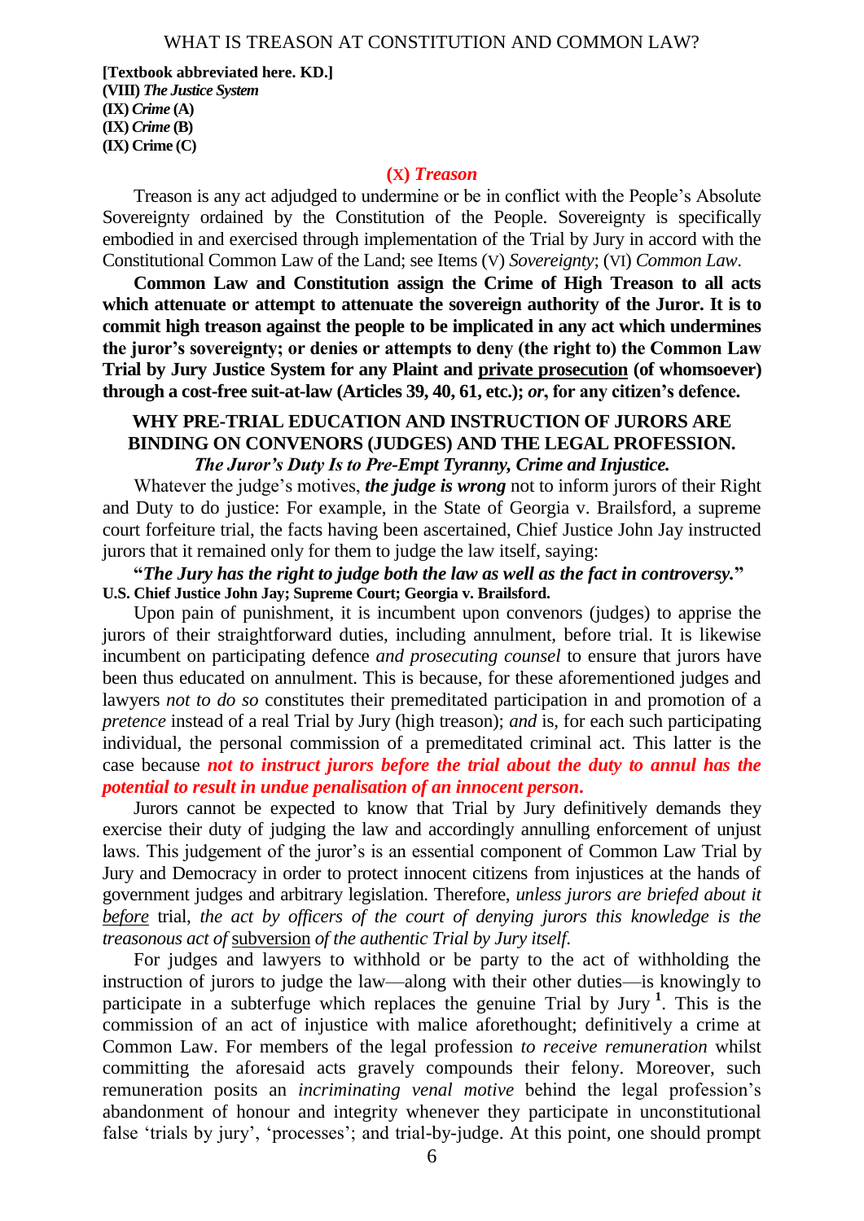**[Textbook abbreviated here. KD.]**
**(VIII)** ***The Justice System***
**(IX)** ***Crime*** **(A)**
**(IX)** ***Crime*** **(B)**
**(IX) Crime (C)**

## (X) *Treason*

Treason is any act adjudged to undermine or be in conflict with the People's Absolute Sovereignty ordained by the Constitution of the People. Sovereignty is specifically embodied in and exercised through implementation of the Trial by Jury in accord with the Constitutional Common Law of the Land; see Items (V) *Sovereignty*; (VI) *Common Law*.

**Common Law and Constitution assign the Crime of High Treason to all acts which attenuate or attempt to attenuate the sovereign authority of the Juror. It is to commit high treason against the people to be implicated in any act which undermines the juror's sovereignty; or denies or attempts to deny (the right to) the Common Law Trial by Jury Justice System for any Plaint and private prosecution (of whomsoever) through a cost-free suit-at-law (Articles 39, 40, 61, etc.);** ***or*****, for any citizen's defence.**

### WHY PRE-TRIAL EDUCATION AND INSTRUCTION OF JURORS ARE BINDING ON CONVENORS (JUDGES) AND THE LEGAL PROFESSION.

***The Juror's Duty Is to Pre-Empt Tyranny, Crime and Injustice.***

Whatever the judge's motives, ***the judge is wrong*** not to inform jurors of their Right and Duty to do justice: For example, in the State of Georgia v. Brailsford, a supreme court forfeiture trial, the facts having been ascertained, Chief Justice John Jay instructed jurors that it remained only for them to judge the law itself, saying:

**"*The Jury has the right to judge both the law as well as the fact in controversy.*"**
**U.S. Chief Justice John Jay; Supreme Court; Georgia v. Brailsford.**

Upon pain of punishment, it is incumbent upon convenors (judges) to apprise the jurors of their straightforward duties, including annulment, before trial. It is likewise incumbent on participating defence *and prosecuting counsel* to ensure that jurors have been thus educated on annulment. This is because, for these aforementioned judges and lawyers *not to do so* constitutes their premeditated participation in and promotion of a *pretence* instead of a real Trial by Jury (high treason); *and* is, for each such participating individual, the personal commission of a premeditated criminal act. This latter is the case because ***not to instruct jurors before the trial about the duty to annul has the potential to result in undue penalisation of an innocent person.***

Jurors cannot be expected to know that Trial by Jury definitively demands they exercise their duty of judging the law and accordingly annulling enforcement of unjust laws. This judgement of the juror's is an essential component of Common Law Trial by Jury and Democracy in order to protect innocent citizens from injustices at the hands of government judges and arbitrary legislation. Therefore, *unless jurors are briefed about it before trial, the act by officers of the court of denying jurors this knowledge is the treasonous act of* subversion *of the authentic Trial by Jury itself.*

For judges and lawyers to withhold or be party to the act of withholding the instruction of jurors to judge the law—along with their other duties—is knowingly to participate in a subterfuge which replaces the genuine Trial by Jury [1]. This is the commission of an act of injustice with malice aforethought; definitively a crime at Common Law. For members of the legal profession *to receive remuneration* whilst committing the aforesaid acts gravely compounds their felony. Moreover, such remuneration posits an *incriminating venal motive* behind the legal profession's abandonment of honour and integrity whenever they participate in unconstitutional false 'trials by jury', 'processes'; and trial-by-judge. At this point, one should prompt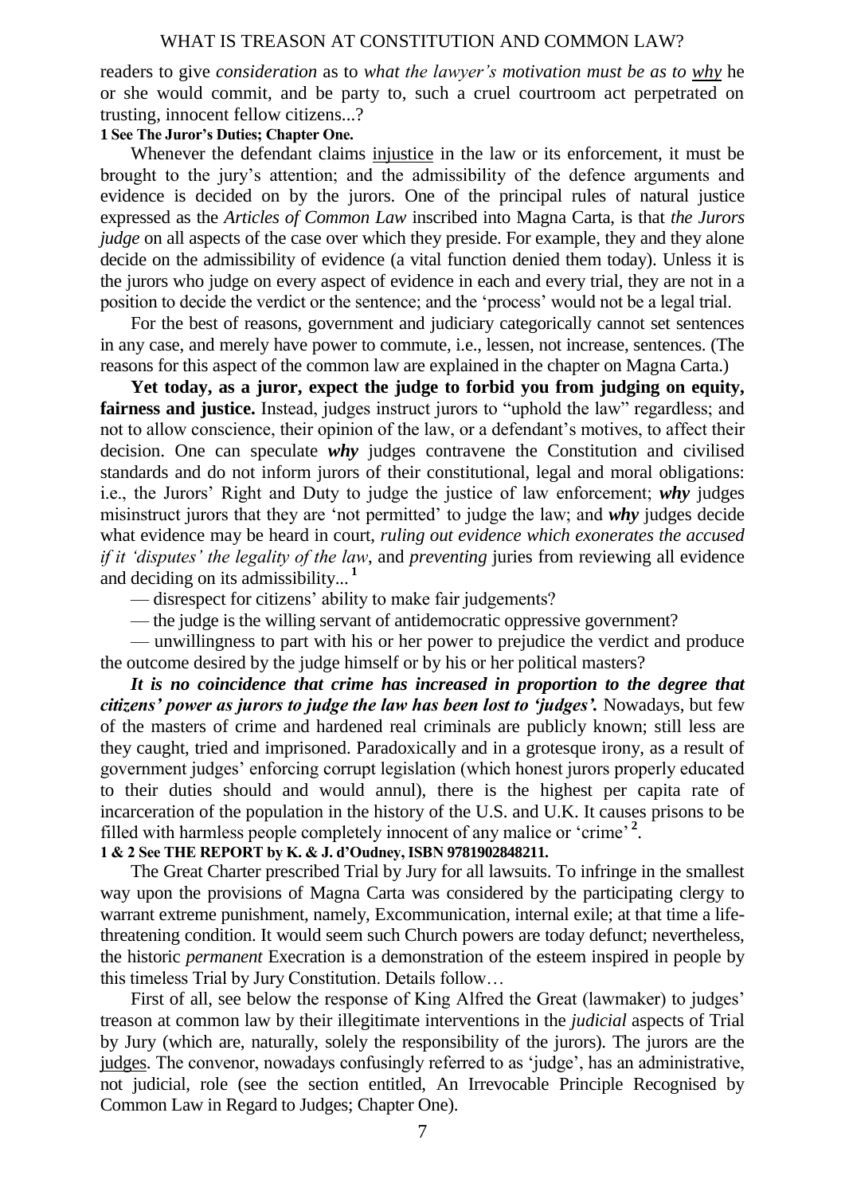readers to give *consideration* as to *what the lawyer's motivation must be as to* _why_ he or she would commit, and be party to, such a cruel courtroom act perpetrated on trusting, innocent fellow citizens...?

**1 See The Juror's Duties; Chapter One.**

Whenever the defendant claims _injustice_ in the law or its enforcement, it must be brought to the jury's attention; and the admissibility of the defence arguments and evidence is decided on by the jurors. One of the principal rules of natural justice expressed as the *Articles of Common Law* inscribed into Magna Carta, is that *the Jurors judge* on all aspects of the case over which they preside. For example, they and they alone decide on the admissibility of evidence (a vital function denied them today). Unless it is the jurors who judge on every aspect of evidence in each and every trial, they are not in a position to decide the verdict or the sentence; and the 'process' would not be a legal trial.

For the best of reasons, government and judiciary categorically cannot set sentences in any case, and merely have power to commute, i.e., lessen, not increase, sentences. (The reasons for this aspect of the common law are explained in the chapter on Magna Carta.)

**Yet today, as a juror, expect the judge to forbid you from judging on equity, fairness and justice.** Instead, judges instruct jurors to "uphold the law" regardless; and not to allow conscience, their opinion of the law, or a defendant's motives, to affect their decision. One can speculate ***why*** judges contravene the Constitution and civilised standards and do not inform jurors of their constitutional, legal and moral obligations: i.e., the Jurors' Right and Duty to judge the justice of law enforcement; ***why*** judges misinstruct jurors that they are 'not permitted' to judge the law; and ***why*** judges decide what evidence may be heard in court, *ruling out evidence which exonerates the accused if it 'disputes' the legality of the law*, and *preventing* juries from reviewing all evidence and deciding on its admissibility...[1]

— disrespect for citizens' ability to make fair judgements?

— the judge is the willing servant of antidemocratic oppressive government?

— unwillingness to part with his or her power to prejudice the verdict and produce the outcome desired by the judge himself or by his or her political masters?

***It is no coincidence that crime has increased in proportion to the degree that citizens' power as jurors to judge the law has been lost to 'judges'.*** Nowadays, but few of the masters of crime and hardened real criminals are publicly known; still less are they caught, tried and imprisoned. Paradoxically and in a grotesque irony, as a result of government judges' enforcing corrupt legislation (which honest jurors properly educated to their duties should and would annul), there is the highest per capita rate of incarceration of the population in the history of the U.S. and U.K. It causes prisons to be filled with harmless people completely innocent of any malice or 'crime'[2].

**1 & 2 See THE REPORT by K. & J. d'Oudney, ISBN 9781902848211.**

The Great Charter prescribed Trial by Jury for all lawsuits. To infringe in the smallest way upon the provisions of Magna Carta was considered by the participating clergy to warrant extreme punishment, namely, Excommunication, internal exile; at that time a life-threatening condition. It would seem such Church powers are today defunct; nevertheless, the historic *permanent* Execration is a demonstration of the esteem inspired in people by this timeless Trial by Jury Constitution. Details follow…

First of all, see below the response of King Alfred the Great (lawmaker) to judges' treason at common law by their illegitimate interventions in the *judicial* aspects of Trial by Jury (which are, naturally, solely the responsibility of the jurors). The jurors are the _judges_. The convenor, nowadays confusingly referred to as 'judge', has an administrative, not judicial, role (see the section entitled, An Irrevocable Principle Recognised by Common Law in Regard to Judges; Chapter One).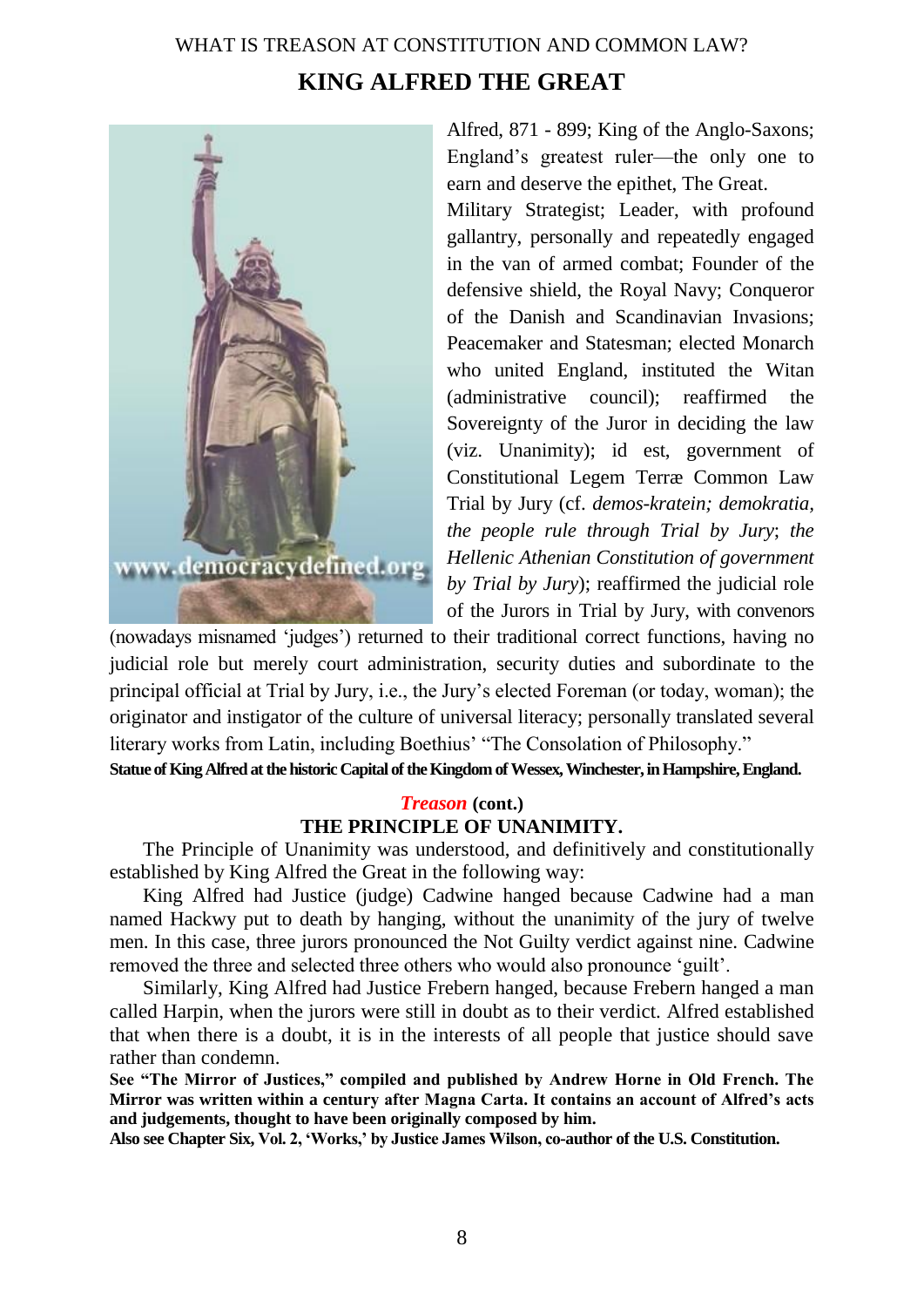## KING ALFRED THE GREAT

Alfred, 871 - 899; King of the Anglo-Saxons; England's greatest ruler—the only one to earn and deserve the epithet, The Great. Military Strategist; Leader, with profound gallantry, personally and repeatedly engaged in the van of armed combat; Founder of the defensive shield, the Royal Navy; Conqueror of the Danish and Scandinavian Invasions; Peacemaker and Statesman; elected Monarch who united England, instituted the Witan (administrative council); reaffirmed the Sovereignty of the Juror in deciding the law (viz. Unanimity); id est, government of Constitutional Legem Terræ Common Law Trial by Jury (cf. *demos-kratein; demokratia, the people rule through Trial by Jury*; *the Hellenic Athenian Constitution of government by Trial by Jury*); reaffirmed the judicial role of the Jurors in Trial by Jury, with convenors (nowadays misnamed 'judges') returned to their traditional correct functions, having no judicial role but merely court administration, security duties and subordinate to the principal official at Trial by Jury, i.e., the Jury's elected Foreman (or today, woman); the originator and instigator of the culture of universal literacy; personally translated several literary works from Latin, including Boethius' "The Consolation of Philosophy."

**Statue of King Alfred at the historic Capital of the Kingdom of Wessex, Winchester, in Hampshire, England.**

### *Treason* (cont.)

### THE PRINCIPLE OF UNANIMITY.

The Principle of Unanimity was understood, and definitively and constitutionally established by King Alfred the Great in the following way:

King Alfred had Justice (judge) Cadwine hanged because Cadwine had a man named Hackwy put to death by hanging, without the unanimity of the jury of twelve men. In this case, three jurors pronounced the Not Guilty verdict against nine. Cadwine removed the three and selected three others who would also pronounce 'guilt'.

Similarly, King Alfred had Justice Frebern hanged, because Frebern hanged a man called Harpin, when the jurors were still in doubt as to their verdict. Alfred established that when there is a doubt, it is in the interests of all people that justice should save rather than condemn.

**See "The Mirror of Justices," compiled and published by Andrew Horne in Old French. The Mirror was written within a century after Magna Carta. It contains an account of Alfred's acts and judgements, thought to have been originally composed by him.**

**Also see Chapter Six, Vol. 2, 'Works,' by Justice James Wilson, co-author of the U.S. Constitution.**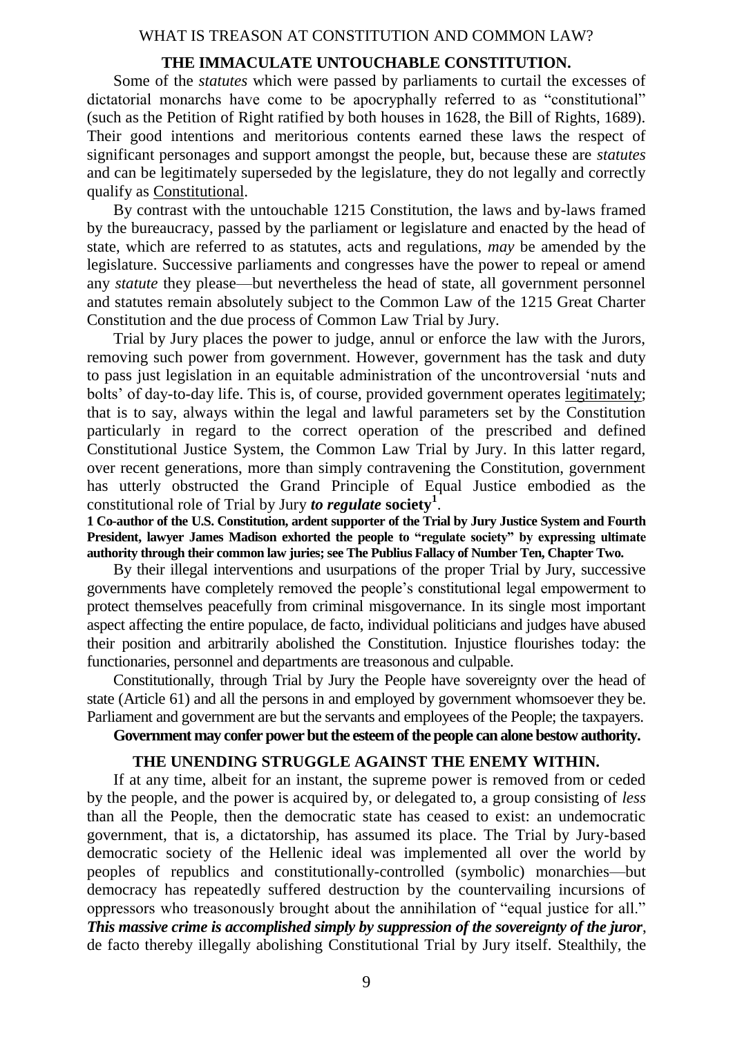## THE IMMACULATE UNTOUCHABLE CONSTITUTION.

Some of the *statutes* which were passed by parliaments to curtail the excesses of dictatorial monarchs have come to be apocryphally referred to as "constitutional" (such as the Petition of Right ratified by both houses in 1628, the Bill of Rights, 1689). Their good intentions and meritorious contents earned these laws the respect of significant personages and support amongst the people, but, because these are *statutes* and can be legitimately superseded by the legislature, they do not legally and correctly qualify as Constitutional.

By contrast with the untouchable 1215 Constitution, the laws and by-laws framed by the bureaucracy, passed by the parliament or legislature and enacted by the head of state, which are referred to as statutes, acts and regulations, *may* be amended by the legislature. Successive parliaments and congresses have the power to repeal or amend any *statute* they please—but nevertheless the head of state, all government personnel and statutes remain absolutely subject to the Common Law of the 1215 Great Charter Constitution and the due process of Common Law Trial by Jury.

Trial by Jury places the power to judge, annul or enforce the law with the Jurors, removing such power from government. However, government has the task and duty to pass just legislation in an equitable administration of the uncontroversial 'nuts and bolts' of day-to-day life. This is, of course, provided government operates legitimately; that is to say, always within the legal and lawful parameters set by the Constitution particularly in regard to the correct operation of the prescribed and defined Constitutional Justice System, the Common Law Trial by Jury. In this latter regard, over recent generations, more than simply contravening the Constitution, government has utterly obstructed the Grand Principle of Equal Justice embodied as the constitutional role of Trial by Jury ***to regulate* society**[1].

**1 Co-author of the U.S. Constitution, ardent supporter of the Trial by Jury Justice System and Fourth President, lawyer James Madison exhorted the people to "regulate society" by expressing ultimate authority through their common law juries; see The Publius Fallacy of Number Ten, Chapter Two.**

By their illegal interventions and usurpations of the proper Trial by Jury, successive governments have completely removed the people's constitutional legal empowerment to protect themselves peacefully from criminal misgovernance. In its single most important aspect affecting the entire populace, de facto, individual politicians and judges have abused their position and arbitrarily abolished the Constitution. Injustice flourishes today: the functionaries, personnel and departments are treasonous and culpable.

Constitutionally, through Trial by Jury the People have sovereignty over the head of state (Article 61) and all the persons in and employed by government whomsoever they be. Parliament and government are but the servants and employees of the People; the taxpayers.

**Government may confer power but the esteem of the people can alone bestow authority.**

## THE UNENDING STRUGGLE AGAINST THE ENEMY WITHIN.

If at any time, albeit for an instant, the supreme power is removed from or ceded by the people, and the power is acquired by, or delegated to, a group consisting of *less* than all the People, then the democratic state has ceased to exist: an undemocratic government, that is, a dictatorship, has assumed its place. The Trial by Jury-based democratic society of the Hellenic ideal was implemented all over the world by peoples of republics and constitutionally-controlled (symbolic) monarchies—but democracy has repeatedly suffered destruction by the countervailing incursions of oppressors who treasonously brought about the annihilation of "equal justice for all." ***This massive crime is accomplished simply by suppression of the sovereignty of the juror***, de facto thereby illegally abolishing Constitutional Trial by Jury itself. Stealthily, the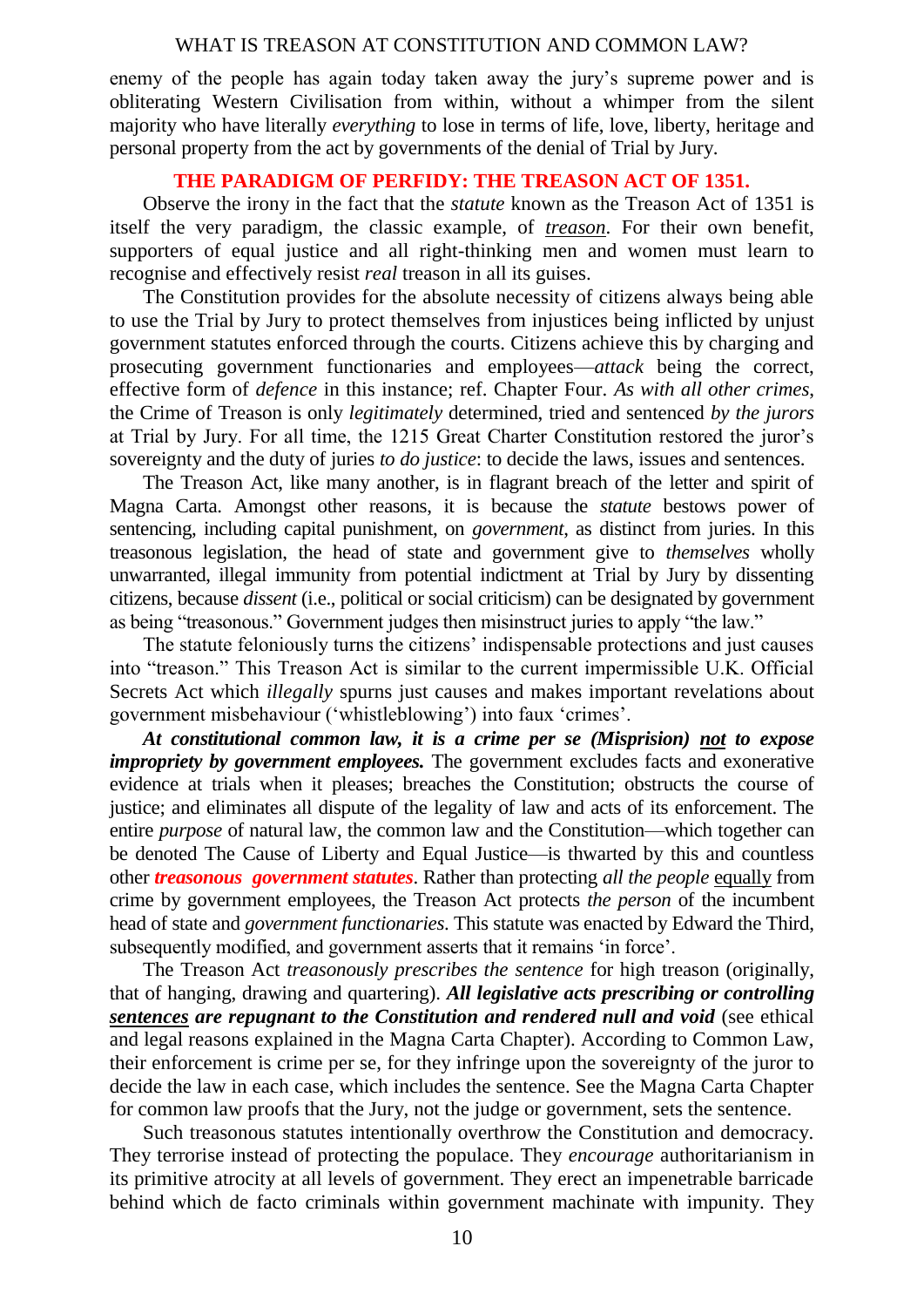enemy of the people has again today taken away the jury's supreme power and is obliterating Western Civilisation from within, without a whimper from the silent majority who have literally *everything* to lose in terms of life, love, liberty, heritage and personal property from the act by governments of the denial of Trial by Jury.

## THE PARADIGM OF PERFIDY: THE TREASON ACT OF 1351.

Observe the irony in the fact that the *statute* known as the Treason Act of 1351 is itself the very paradigm, the classic example, of ***treason***. For their own benefit, supporters of equal justice and all right-thinking men and women must learn to recognise and effectively resist *real* treason in all its guises.

The Constitution provides for the absolute necessity of citizens always being able to use the Trial by Jury to protect themselves from injustices being inflicted by unjust government statutes enforced through the courts. Citizens achieve this by charging and prosecuting government functionaries and employees—*attack* being the correct, effective form of *defence* in this instance; ref. Chapter Four. *As with all other crimes*, the Crime of Treason is only *legitimately* determined, tried and sentenced *by the jurors* at Trial by Jury. For all time, the 1215 Great Charter Constitution restored the juror's sovereignty and the duty of juries *to do justice*: to decide the laws, issues and sentences.

The Treason Act, like many another, is in flagrant breach of the letter and spirit of Magna Carta. Amongst other reasons, it is because the *statute* bestows power of sentencing, including capital punishment, on *government*, as distinct from juries. In this treasonous legislation, the head of state and government give to *themselves* wholly unwarranted, illegal immunity from potential indictment at Trial by Jury by dissenting citizens, because *dissent* (i.e., political or social criticism) can be designated by government as being "treasonous." Government judges then misinstruct juries to apply "the law."

The statute feloniously turns the citizens' indispensable protections and just causes into "treason." This Treason Act is similar to the current impermissible U.K. Official Secrets Act which *illegally* spurns just causes and makes important revelations about government misbehaviour ('whistleblowing') into faux 'crimes'.

***At constitutional common law, it is a crime per se (Misprision) not to expose impropriety by government employees.*** The government excludes facts and exonerative evidence at trials when it pleases; breaches the Constitution; obstructs the course of justice; and eliminates all dispute of the legality of law and acts of its enforcement. The entire *purpose* of natural law, the common law and the Constitution—which together can be denoted The Cause of Liberty and Equal Justice—is thwarted by this and countless other ***treasonous government statutes***. Rather than protecting *all the people* equally from crime by government employees, the Treason Act protects *the person* of the incumbent head of state and *government functionaries*. This statute was enacted by Edward the Third, subsequently modified, and government asserts that it remains 'in force'.

The Treason Act *treasonously prescribes the sentence* for high treason (originally, that of hanging, drawing and quartering). ***All legislative acts prescribing or controlling sentences are repugnant to the Constitution and rendered null and void*** (see ethical and legal reasons explained in the Magna Carta Chapter). According to Common Law, their enforcement is crime per se, for they infringe upon the sovereignty of the juror to decide the law in each case, which includes the sentence. See the Magna Carta Chapter for common law proofs that the Jury, not the judge or government, sets the sentence.

Such treasonous statutes intentionally overthrow the Constitution and democracy. They terrorise instead of protecting the populace. They *encourage* authoritarianism in its primitive atrocity at all levels of government. They erect an impenetrable barricade behind which de facto criminals within government machinate with impunity. They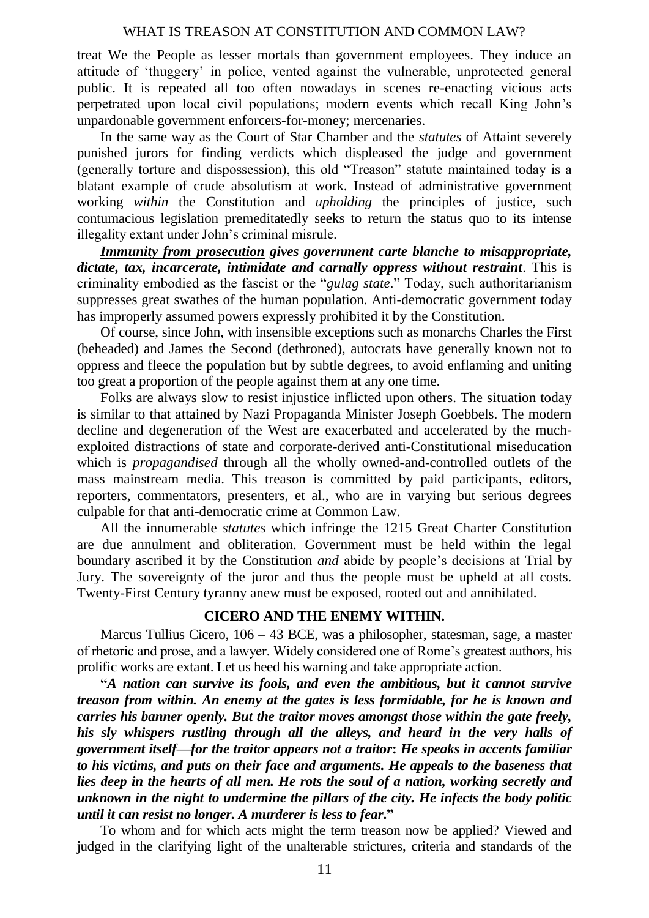treat We the People as lesser mortals than government employees. They induce an attitude of 'thuggery' in police, vented against the vulnerable, unprotected general public. It is repeated all too often nowadays in scenes re-enacting vicious acts perpetrated upon local civil populations; modern events which recall King John's unpardonable government enforcers-for-money; mercenaries.

In the same way as the Court of Star Chamber and the *statutes* of Attaint severely punished jurors for finding verdicts which displeased the judge and government (generally torture and dispossession), this old "Treason" statute maintained today is a blatant example of crude absolutism at work. Instead of administrative government working *within* the Constitution and *upholding* the principles of justice, such contumacious legislation premeditatedly seeks to return the status quo to its intense illegality extant under John's criminal misrule.

***<u>Immunity from prosecution</u> gives government carte blanche to misappropriate, dictate, tax, incarcerate, intimidate and carnally oppress without restraint***. This is criminality embodied as the fascist or the "*gulag state*." Today, such authoritarianism suppresses great swathes of the human population. Anti-democratic government today has improperly assumed powers expressly prohibited it by the Constitution.

Of course, since John, with insensible exceptions such as monarchs Charles the First (beheaded) and James the Second (dethroned), autocrats have generally known not to oppress and fleece the population but by subtle degrees, to avoid enflaming and uniting too great a proportion of the people against them at any one time.

Folks are always slow to resist injustice inflicted upon others. The situation today is similar to that attained by Nazi Propaganda Minister Joseph Goebbels. The modern decline and degeneration of the West are exacerbated and accelerated by the much-exploited distractions of state and corporate-derived anti-Constitutional miseducation which is *propagandised* through all the wholly owned-and-controlled outlets of the mass mainstream media. This treason is committed by paid participants, editors, reporters, commentators, presenters, et al., who are in varying but serious degrees culpable for that anti-democratic crime at Common Law.

All the innumerable *statutes* which infringe the 1215 Great Charter Constitution are due annulment and obliteration. Government must be held within the legal boundary ascribed it by the Constitution *and* abide by people's decisions at Trial by Jury. The sovereignty of the juror and thus the people must be upheld at all costs. Twenty-First Century tyranny anew must be exposed, rooted out and annihilated.

## CICERO AND THE ENEMY WITHIN.

Marcus Tullius Cicero, 106 – 43 BCE, was a philosopher, statesman, sage, a master of rhetoric and prose, and a lawyer. Widely considered one of Rome's greatest authors, his prolific works are extant. Let us heed his warning and take appropriate action.

**"*A nation can survive its fools, and even the ambitious, but it cannot survive treason from within. An enemy at the gates is less formidable, for he is known and carries his banner openly. But the traitor moves amongst those within the gate freely, his sly whispers rustling through all the alleys, and heard in the very halls of government itself—for the traitor appears not a traitor*: *He speaks in accents familiar to his victims, and puts on their face and arguments. He appeals to the baseness that lies deep in the hearts of all men. He rots the soul of a nation, working secretly and unknown in the night to undermine the pillars of the city. He infects the body politic until it can resist no longer. A murderer is less to fear*."**

To whom and for which acts might the term treason now be applied? Viewed and judged in the clarifying light of the unalterable strictures, criteria and standards of the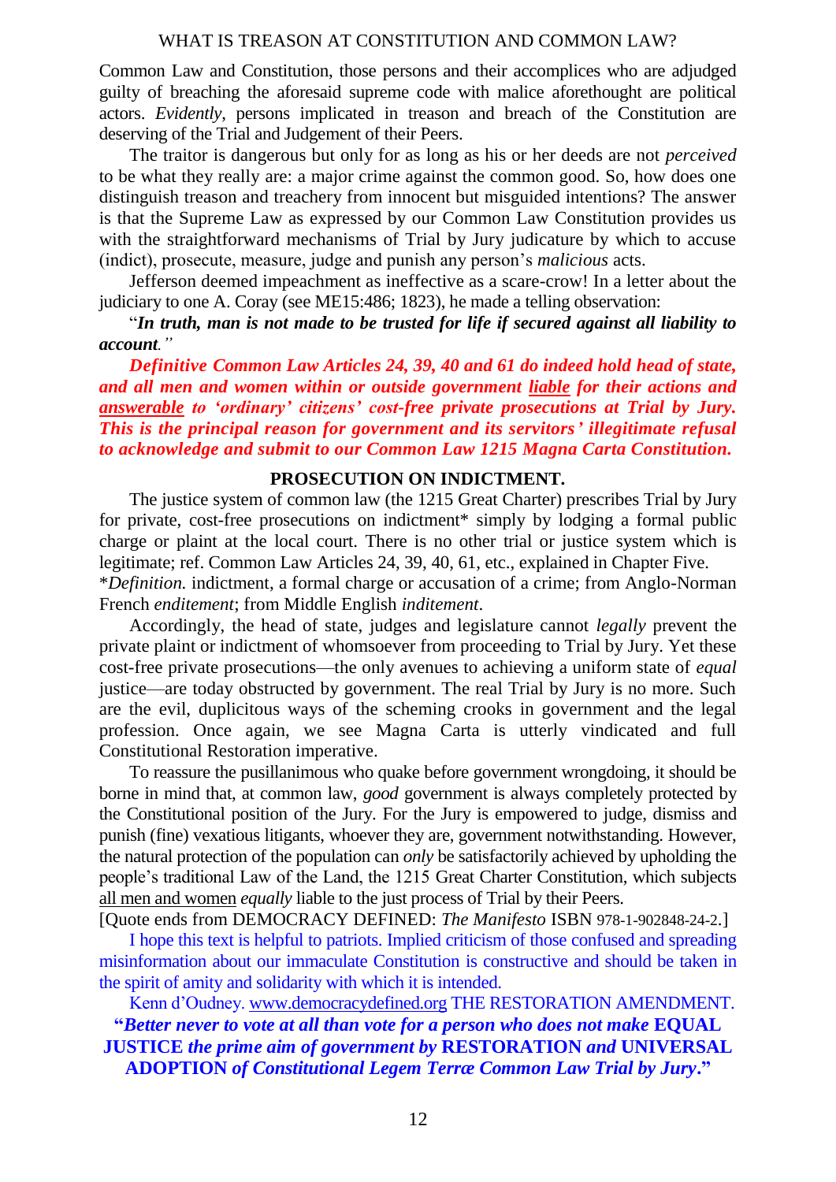Common Law and Constitution, those persons and their accomplices who are adjudged guilty of breaching the aforesaid supreme code with malice aforethought are political actors. *Evidently*, persons implicated in treason and breach of the Constitution are deserving of the Trial and Judgement of their Peers.

The traitor is dangerous but only for as long as his or her deeds are not *perceived* to be what they really are: a major crime against the common good. So, how does one distinguish treason and treachery from innocent but misguided intentions? The answer is that the Supreme Law as expressed by our Common Law Constitution provides us with the straightforward mechanisms of Trial by Jury judicature by which to accuse (indict), prosecute, measure, judge and punish any person's *malicious* acts.

Jefferson deemed impeachment as ineffective as a scare-crow! In a letter about the judiciary to one A. Coray (see ME15:486; 1823), he made a telling observation:

"***In truth, man is not made to be trusted for life if secured against all liability to account****."*

***Definitive Common Law Articles 24, 39, 40 and 61 do indeed hold head of state, and all men and women within or outside government liable for their actions and answerable to 'ordinary' citizens' cost-free private prosecutions at Trial by Jury. This is the principal reason for government and its servitors' illegitimate refusal to acknowledge and submit to our Common Law 1215 Magna Carta Constitution.***

**PROSECUTION ON INDICTMENT.**

The justice system of common law (the 1215 Great Charter) prescribes Trial by Jury for private, cost-free prosecutions on indictment* simply by lodging a formal public charge or plaint at the local court. There is no other trial or justice system which is legitimate; ref. Common Law Articles 24, 39, 40, 61, etc., explained in Chapter Five.
**Definition.* indictment, a formal charge or accusation of a crime; from Anglo-Norman French *enditement*; from Middle English *inditement*.

Accordingly, the head of state, judges and legislature cannot *legally* prevent the private plaint or indictment of whomsoever from proceeding to Trial by Jury. Yet these cost-free private prosecutions—the only avenues to achieving a uniform state of *equal* justice—are today obstructed by government. The real Trial by Jury is no more. Such are the evil, duplicitous ways of the scheming crooks in government and the legal profession. Once again, we see Magna Carta is utterly vindicated and full Constitutional Restoration imperative.

To reassure the pusillanimous who quake before government wrongdoing, it should be borne in mind that, at common law, *good* government is always completely protected by the Constitutional position of the Jury. For the Jury is empowered to judge, dismiss and punish (fine) vexatious litigants, whoever they are, government notwithstanding. However, the natural protection of the population can *only* be satisfactorily achieved by upholding the people's traditional Law of the Land, the 1215 Great Charter Constitution, which subjects all men and women *equally* liable to the just process of Trial by their Peers.

[Quote ends from DEMOCRACY DEFINED: *The Manifesto* ISBN 978-1-902848-24-2.]

I hope this text is helpful to patriots. Implied criticism of those confused and spreading misinformation about our immaculate Constitution is constructive and should be taken in the spirit of amity and solidarity with which it is intended.

Kenn d'Oudney. www.democracydefined.org THE RESTORATION AMENDMENT.

**"*Better never to vote at all than vote for a person who does not make* EQUAL JUSTICE *the prime aim of government by* RESTORATION *and* UNIVERSAL ADOPTION *of Constitutional Legem Terræ Common Law Trial by Jury*."**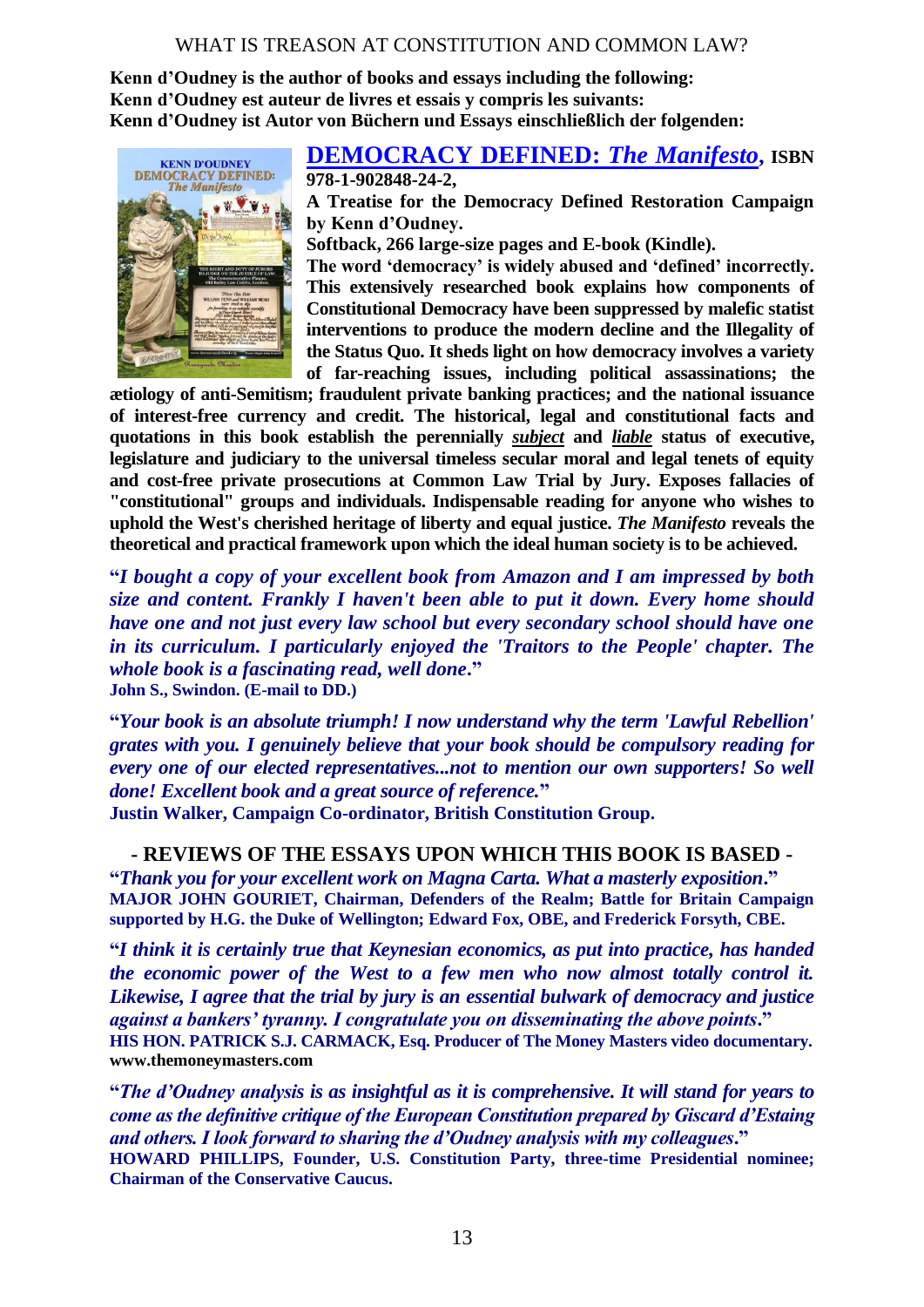**Kenn d'Oudney is the author of books and essays including the following:**
**Kenn d'Oudney est auteur de livres et essais y compris les suivants:**
**Kenn d'Oudney ist Autor von Büchern und Essays einschließlich der folgenden:**

## DEMOCRACY DEFINED: *The Manifesto*, ISBN 978-1-902848-24-2,

**A Treatise for the Democracy Defined Restoration Campaign by Kenn d'Oudney.**

**Softback, 266 large-size pages and E-book (Kindle).**

**The word 'democracy' is widely abused and 'defined' incorrectly. This extensively researched book explains how components of Constitutional Democracy have been suppressed by malefic statist interventions to produce the modern decline and the Illegality of the Status Quo. It sheds light on how democracy involves a variety of far-reaching issues, including political assassinations; the ætiology of anti-Semitism; fraudulent private banking practices; and the national issuance of interest-free currency and credit. The historical, legal and constitutional facts and quotations in this book establish the perennially *subject* and *liable* status of executive, legislature and judiciary to the universal timeless secular moral and legal tenets of equity and cost-free private prosecutions at Common Law Trial by Jury. Exposes fallacies of "constitutional" groups and individuals. Indispensable reading for anyone who wishes to uphold the West's cherished heritage of liberty and equal justice. *The Manifesto* reveals the theoretical and practical framework upon which the ideal human society is to be achieved.**

**"*I bought a copy of your excellent book from Amazon and I am impressed by both size and content. Frankly I haven't been able to put it down. Every home should have one and not just every law school but every secondary school should have one in its curriculum. I particularly enjoyed the 'Traitors to the People' chapter. The whole book is a fascinating read, well done*."**
**John S., Swindon. (E-mail to DD.)**

**"*Your book is an absolute triumph! I now understand why the term 'Lawful Rebellion' grates with you. I genuinely believe that your book should be compulsory reading for every one of our elected representatives...not to mention our own supporters! So well done! Excellent book and a great source of reference.*"**
**Justin Walker, Campaign Co-ordinator, British Constitution Group.**

### - REVIEWS OF THE ESSAYS UPON WHICH THIS BOOK IS BASED -

**"*Thank you for your excellent work on Magna Carta. What a masterly exposition*."**
**MAJOR JOHN GOURIET, Chairman, Defenders of the Realm; Battle for Britain Campaign supported by H.G. the Duke of Wellington; Edward Fox, OBE, and Frederick Forsyth, CBE.**

**"*I think it is certainly true that Keynesian economics, as put into practice, has handed the economic power of the West to a few men who now almost totally control it. Likewise, I agree that the trial by jury is an essential bulwark of democracy and justice against a bankers' tyranny. I congratulate you on disseminating the above points*."**
**HIS HON. PATRICK S.J. CARMACK, Esq. Producer of The Money Masters video documentary. www.themoneymasters.com**

**"*The d'Oudney analysis is as insightful as it is comprehensive. It will stand for years to come as the definitive critique of the European Constitution prepared by Giscard d'Estaing and others. I look forward to sharing the d'Oudney analysis with my colleagues*."**
**HOWARD PHILLIPS, Founder, U.S. Constitution Party, three-time Presidential nominee; Chairman of the Conservative Caucus.**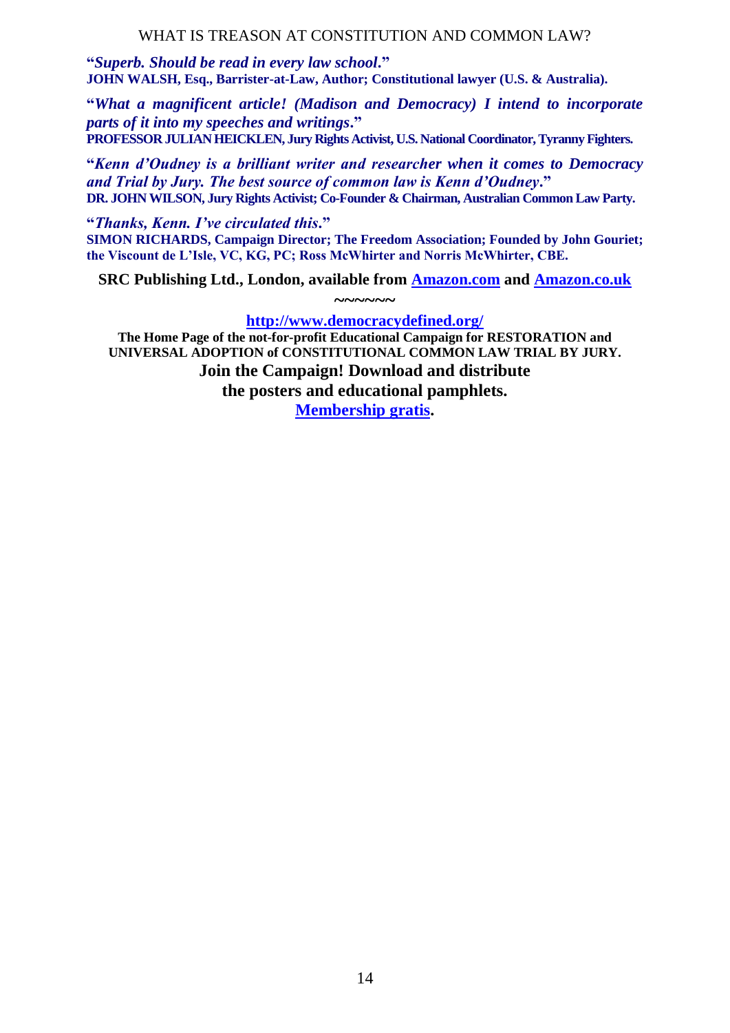**"*Superb. Should be read in every law school*."**
**JOHN WALSH, Esq., Barrister-at-Law, Author; Constitutional lawyer (U.S. & Australia).**

**"*What a magnificent article! (Madison and Democracy) I intend to incorporate parts of it into my speeches and writings*."**
**PROFESSOR JULIAN HEICKLEN, Jury Rights Activist, U.S. National Coordinator, Tyranny Fighters.**

**"*Kenn d'Oudney is a brilliant writer and researcher when it comes to Democracy and Trial by Jury. The best source of common law is Kenn d'Oudney*."**
**DR. JOHN WILSON, Jury Rights Activist; Co-Founder & Chairman, Australian Common Law Party.**

**"*Thanks, Kenn. I've circulated this*."**
**SIMON RICHARDS, Campaign Director; The Freedom Association; Founded by John Gouriet; the Viscount de L'Isle, VC, KG, PC; Ross McWhirter and Norris McWhirter, CBE.**

**SRC Publishing Ltd., London, available from Amazon.com and Amazon.co.uk**

~~~~~~

**http://www.democracydefined.org/**

**The Home Page of the not-for-profit Educational Campaign for RESTORATION and UNIVERSAL ADOPTION of CONSTITUTIONAL COMMON LAW TRIAL BY JURY.**

**Join the Campaign! Download and distribute the posters and educational pamphlets.**

**Membership gratis.**